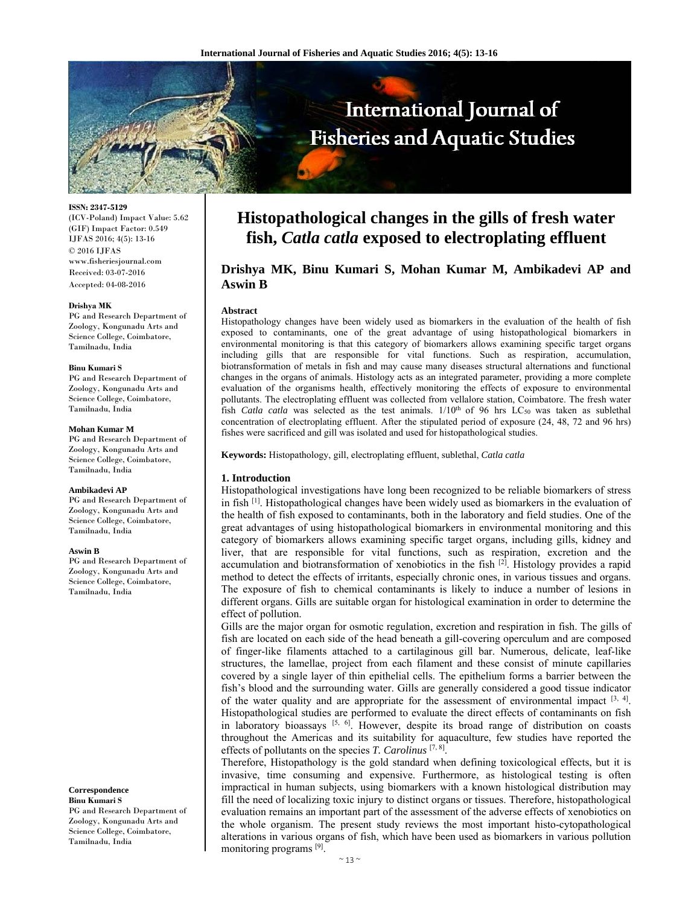# Histopathological changes in the gills of fresh water fish, *Catla catla* exposed to electroplating effluent

**Drishya MK, Binu Kumari S, Mohan Kumar M, Ambikadevi AP and Aswin B**

**ISSN: 2347-5129**
(ICV-Poland) Impact Value: 5.62
(GIF) Impact Factor: 0.549
IJFAS 2016; 4(5): 13-16
© 2016 IJFAS
www.fisheriesjournal.com
Received: 03-07-2016
Accepted: 04-08-2016

**Drishya MK**
PG and Research Department of Zoology, Kongunadu Arts and Science College, Coimbatore, Tamilnadu, India

**Binu Kumari S**
PG and Research Department of Zoology, Kongunadu Arts and Science College, Coimbatore, Tamilnadu, India

**Mohan Kumar M**
PG and Research Department of Zoology, Kongunadu Arts and Science College, Coimbatore, Tamilnadu, India

**Ambikadevi AP**
PG and Research Department of Zoology, Kongunadu Arts and Science College, Coimbatore, Tamilnadu, India

**Aswin B**
PG and Research Department of Zoology, Kongunadu Arts and Science College, Coimbatore, Tamilnadu, India

**Correspondence**
**Binu Kumari S**
PG and Research Department of Zoology, Kongunadu Arts and Science College, Coimbatore, Tamilnadu, India

**Abstract**

Histopathology changes have been widely used as biomarkers in the evaluation of the health of fish exposed to contaminants, one of the great advantage of using histopathological biomarkers in environmental monitoring is that this category of biomarkers allows examining specific target organs including gills that are responsible for vital functions. Such as respiration, accumulation, biotransformation of metals in fish and may cause many diseases structural alternations and functional changes in the organs of animals. Histology acts as an integrated parameter, providing a more complete evaluation of the organisms health, effectively monitoring the effects of exposure to environmental pollutants. The electroplating effluent was collected from vellalore station, Coimbatore. The fresh water fish *Catla catla* was selected as the test animals. $1/10^{th}$ of 96 hrs $LC_{50}$ was taken as sublethal concentration of electroplating effluent. After the stipulated period of exposure (24, 48, 72 and 96 hrs) fishes were sacrificed and gill was isolated and used for histopathological studies.

**Keywords:** Histopathology, gill, electroplating effluent, sublethal, *Catla catla*

## 1. Introduction

Histopathological investigations have long been recognized to be reliable biomarkers of stress in fish [1]. Histopathological changes have been widely used as biomarkers in the evaluation of the health of fish exposed to contaminants, both in the laboratory and field studies. One of the great advantages of using histopathological biomarkers in environmental monitoring and this category of biomarkers allows examining specific target organs, including gills, kidney and liver, that are responsible for vital functions, such as respiration, excretion and the accumulation and biotransformation of xenobiotics in the fish [2]. Histology provides a rapid method to detect the effects of irritants, especially chronic ones, in various tissues and organs. The exposure of fish to chemical contaminants is likely to induce a number of lesions in different organs. Gills are suitable organ for histological examination in order to determine the effect of pollution.

Gills are the major organ for osmotic regulation, excretion and respiration in fish. The gills of fish are located on each side of the head beneath a gill-covering operculum and are composed of finger-like filaments attached to a cartilaginous gill bar. Numerous, delicate, leaf-like structures, the lamellae, project from each filament and these consist of minute capillaries covered by a single layer of thin epithelial cells. The epithelium forms a barrier between the fish's blood and the surrounding water. Gills are generally considered a good tissue indicator of the water quality and are appropriate for the assessment of environmental impact [3, 4]. Histopathological studies are performed to evaluate the direct effects of contaminants on fish in laboratory bioassays [5, 6]. However, despite its broad range of distribution on coasts throughout the Americas and its suitability for aquaculture, few studies have reported the effects of pollutants on the species *T. Carolinus* [7, 8].

Therefore, Histopathology is the gold standard when defining toxicological effects, but it is invasive, time consuming and expensive. Furthermore, as histological testing is often impractical in human subjects, using biomarkers with a known histological distribution may fill the need of localizing toxic injury to distinct organs or tissues. Therefore, histopathological evaluation remains an important part of the assessment of the adverse effects of xenobiotics on the whole organism. The present study reviews the most important histo-cytopathological alterations in various organs of fish, which have been used as biomarkers in various pollution monitoring programs [9].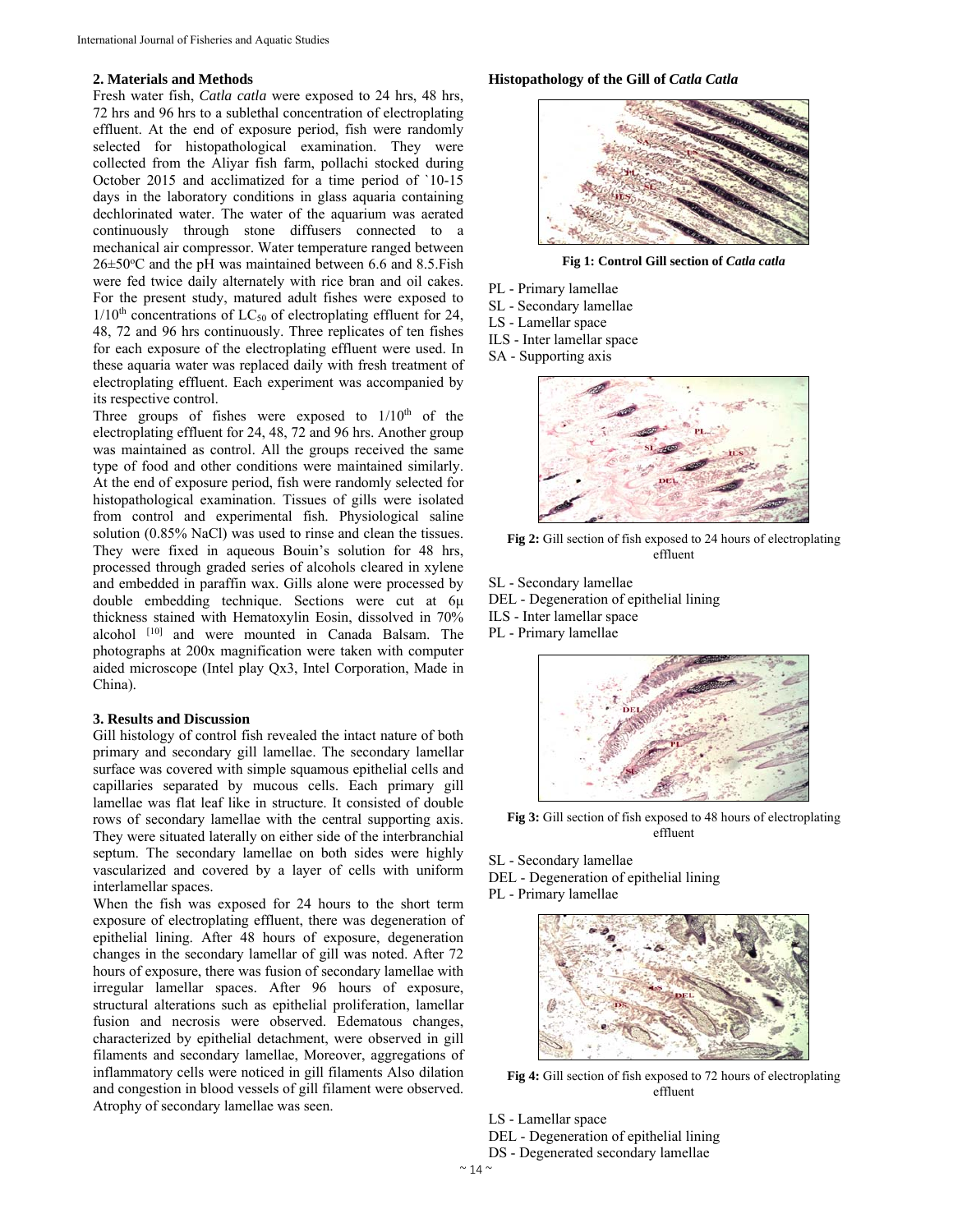## 2. Materials and Methods

Fresh water fish, *Catla catla* were exposed to 24 hrs, 48 hrs, 72 hrs and 96 hrs to a sublethal concentration of electroplating effluent. At the end of exposure period, fish were randomly selected for histopathological examination. They were collected from the Aliyar fish farm, pollachi stocked during October 2015 and acclimatized for a time period of `10-15 days in the laboratory conditions in glass aquaria containing dechlorinated water. The water of the aquarium was aerated continuously through stone diffusers connected to a mechanical air compressor. Water temperature ranged between 26±50°C and the pH was maintained between 6.6 and 8.5.Fish were fed twice daily alternately with rice bran and oil cakes. For the present study, matured adult fishes were exposed to $1/10^{th}$ concentrations of $LC_{50}$ of electroplating effluent for 24, 48, 72 and 96 hrs continuously. Three replicates of ten fishes for each exposure of the electroplating effluent were used. In these aquaria water was replaced daily with fresh treatment of electroplating effluent. Each experiment was accompanied by its respective control.

Three groups of fishes were exposed to $1/10^{th}$ of the electroplating effluent for 24, 48, 72 and 96 hrs. Another group was maintained as control. All the groups received the same type of food and other conditions were maintained similarly. At the end of exposure period, fish were randomly selected for histopathological examination. Tissues of gills were isolated from control and experimental fish. Physiological saline solution (0.85% NaCl) was used to rinse and clean the tissues. They were fixed in aqueous Bouin's solution for 48 hrs, processed through graded series of alcohols cleared in xylene and embedded in paraffin wax. Gills alone were processed by double embedding technique. Sections were cut at 6μ thickness stained with Hematoxylin Eosin, dissolved in 70% alcohol [10] and were mounted in Canada Balsam. The photographs at 200x magnification were taken with computer aided microscope (Intel play Qx3, Intel Corporation, Made in China).

## 3. Results and Discussion

Gill histology of control fish revealed the intact nature of both primary and secondary gill lamellae. The secondary lamellar surface was covered with simple squamous epithelial cells and capillaries separated by mucous cells. Each primary gill lamellae was flat leaf like in structure. It consisted of double rows of secondary lamellae with the central supporting axis. They were situated laterally on either side of the interbranchial septum. The secondary lamellae on both sides were highly vascularized and covered by a layer of cells with uniform interlamellar spaces.

When the fish was exposed for 24 hours to the short term exposure of electroplating effluent, there was degeneration of epithelial lining. After 48 hours of exposure, degeneration changes in the secondary lamellar of gill was noted. After 72 hours of exposure, there was fusion of secondary lamellae with irregular lamellar spaces. After 96 hours of exposure, structural alterations such as epithelial proliferation, lamellar fusion and necrosis were observed. Edematous changes, characterized by epithelial detachment, were observed in gill filaments and secondary lamellae, Moreover, aggregations of inflammatory cells were noticed in gill filaments Also dilation and congestion in blood vessels of gill filament were observed. Atrophy of secondary lamellae was seen.

### Histopathology of the Gill of *Catla Catla*

**Fig 1: Control Gill section of *Catla catla***

PL - Primary lamellae
SL - Secondary lamellae
LS - Lamellar space
ILS - Inter lamellar space
SA - Supporting axis

**Fig 2:** Gill section of fish exposed to 24 hours of electroplating effluent

SL - Secondary lamellae
DEL - Degeneration of epithelial lining
ILS - Inter lamellar space
PL - Primary lamellae

**Fig 3:** Gill section of fish exposed to 48 hours of electroplating effluent

SL - Secondary lamellae
DEL - Degeneration of epithelial lining
PL - Primary lamellae

**Fig 4:** Gill section of fish exposed to 72 hours of electroplating effluent

LS - Lamellar space
DEL - Degeneration of epithelial lining
DS - Degenerated secondary lamellae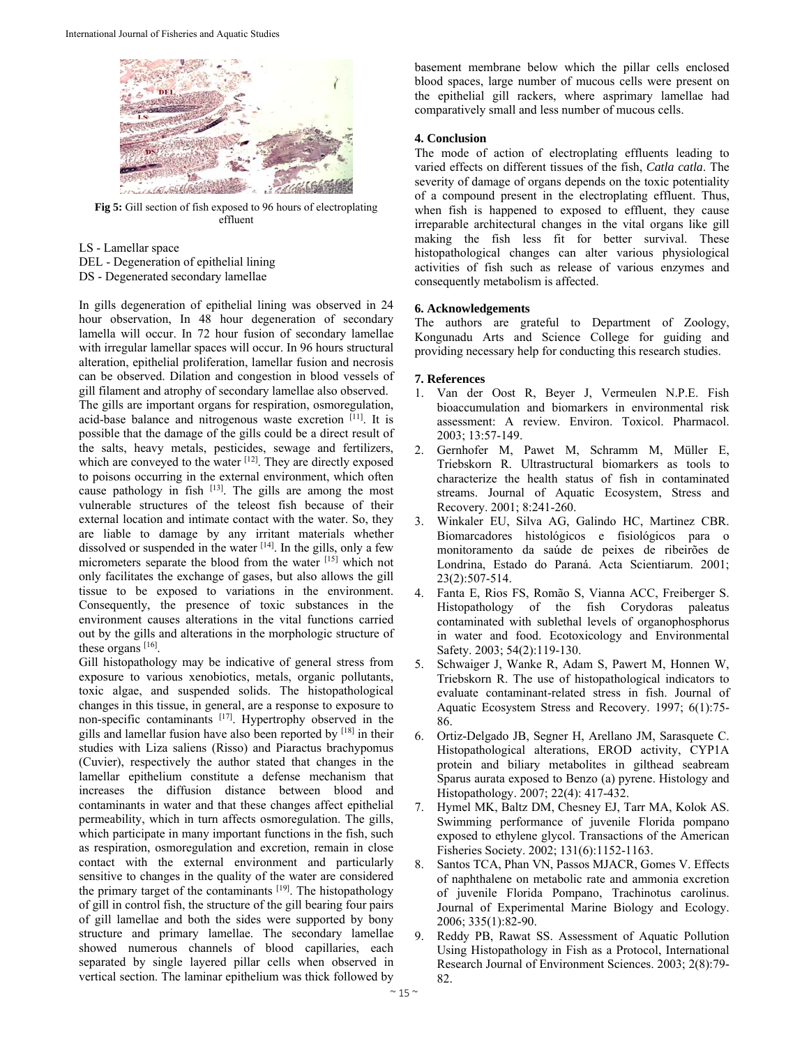**Fig 5:** Gill section of fish exposed to 96 hours of electroplating effluent

LS - Lamellar space
DEL - Degeneration of epithelial lining
DS - Degenerated secondary lamellae

In gills degeneration of epithelial lining was observed in 24 hour observation, In 48 hour degeneration of secondary lamella will occur. In 72 hour fusion of secondary lamellae with irregular lamellar spaces will occur. In 96 hours structural alteration, epithelial proliferation, lamellar fusion and necrosis can be observed. Dilation and congestion in blood vessels of gill filament and atrophy of secondary lamellae also observed.

The gills are important organs for respiration, osmoregulation, acid-base balance and nitrogenous waste excretion [11]. It is possible that the damage of the gills could be a direct result of the salts, heavy metals, pesticides, sewage and fertilizers, which are conveyed to the water [12]. They are directly exposed to poisons occurring in the external environment, which often cause pathology in fish [13]. The gills are among the most vulnerable structures of the teleost fish because of their external location and intimate contact with the water. So, they are liable to damage by any irritant materials whether dissolved or suspended in the water [14]. In the gills, only a few micrometers separate the blood from the water [15] which not only facilitates the exchange of gases, but also allows the gill tissue to be exposed to variations in the environment. Consequently, the presence of toxic substances in the environment causes alterations in the vital functions carried out by the gills and alterations in the morphologic structure of these organs [16].

Gill histopathology may be indicative of general stress from exposure to various xenobiotics, metals, organic pollutants, toxic algae, and suspended solids. The histopathological changes in this tissue, in general, are a response to exposure to non-specific contaminants [17]. Hypertrophy observed in the gills and lamellar fusion have also been reported by [18] in their studies with Liza saliens (Risso) and Piaractus brachypomus (Cuvier), respectively the author stated that changes in the lamellar epithelium constitute a defense mechanism that increases the diffusion distance between blood and contaminants in water and that these changes affect epithelial permeability, which in turn affects osmoregulation. The gills, which participate in many important functions in the fish, such as respiration, osmoregulation and excretion, remain in close contact with the external environment and particularly sensitive to changes in the quality of the water are considered the primary target of the contaminants [19]. The histopathology of gill in control fish, the structure of the gill bearing four pairs of gill lamellae and both the sides were supported by bony structure and primary lamellae. The secondary lamellae showed numerous channels of blood capillaries, each separated by single layered pillar cells when observed in vertical section. The laminar epithelium was thick followed by basement membrane below which the pillar cells enclosed blood spaces, large number of mucous cells were present on the epithelial gill rackers, where asprimary lamellae had comparatively small and less number of mucous cells.

## 4. Conclusion

The mode of action of electroplating effluents leading to varied effects on different tissues of the fish, *Catla catla*. The severity of damage of organs depends on the toxic potentiality of a compound present in the electroplating effluent. Thus, when fish is happened to exposed to effluent, they cause irreparable architectural changes in the vital organs like gill making the fish less fit for better survival. These histopathological changes can alter various physiological activities of fish such as release of various enzymes and consequently metabolism is affected.

## 6. Acknowledgements

The authors are grateful to Department of Zoology, Kongunadu Arts and Science College for guiding and providing necessary help for conducting this research studies.

## 7. References

1. Van der Oost R, Beyer J, Vermeulen N.P.E. Fish bioaccumulation and biomarkers in environmental risk assessment: A review. Environ. Toxicol. Pharmacol. 2003; 13:57-149.
2. Gernhofer M, Pawet M, Schramm M, Müller E, Triebskorn R. Ultrastructural biomarkers as tools to characterize the health status of fish in contaminated streams. Journal of Aquatic Ecosystem, Stress and Recovery. 2001; 8:241-260.
3. Winkaler EU, Silva AG, Galindo HC, Martinez CBR. Biomarcadores histológicos e fisiológicos para o monitoramento da saúde de peixes de ribeirões de Londrina, Estado do Paraná. Acta Scientiarum. 2001; 23(2):507-514.
4. Fanta E, Rios FS, Romão S, Vianna ACC, Freiberger S. Histopathology of the fish Corydoras paleatus contaminated with sublethal levels of organophosphorus in water and food. Ecotoxicology and Environmental Safety. 2003; 54(2):119-130.
5. Schwaiger J, Wanke R, Adam S, Pawert M, Honnen W, Triebskorn R. The use of histopathological indicators to evaluate contaminant-related stress in fish. Journal of Aquatic Ecosystem Stress and Recovery. 1997; 6(1):75-86.
6. Ortiz-Delgado JB, Segner H, Arellano JM, Sarasquete C. Histopathological alterations, EROD activity, CYP1A protein and biliary metabolites in gilthead seabream Sparus aurata exposed to Benzo (a) pyrene. Histology and Histopathology. 2007; 22(4): 417-432.
7. Hymel MK, Baltz DM, Chesney EJ, Tarr MA, Kolok AS. Swimming performance of juvenile Florida pompano exposed to ethylene glycol. Transactions of the American Fisheries Society. 2002; 131(6):1152-1163.
8. Santos TCA, Phan VN, Passos MJACR, Gomes V. Effects of naphthalene on metabolic rate and ammonia excretion of juvenile Florida Pompano, Trachinotus carolinus. Journal of Experimental Marine Biology and Ecology. 2006; 335(1):82-90.
9. Reddy PB, Rawat SS. Assessment of Aquatic Pollution Using Histopathology in Fish as a Protocol, International Research Journal of Environment Sciences. 2003; 2(8):79-82.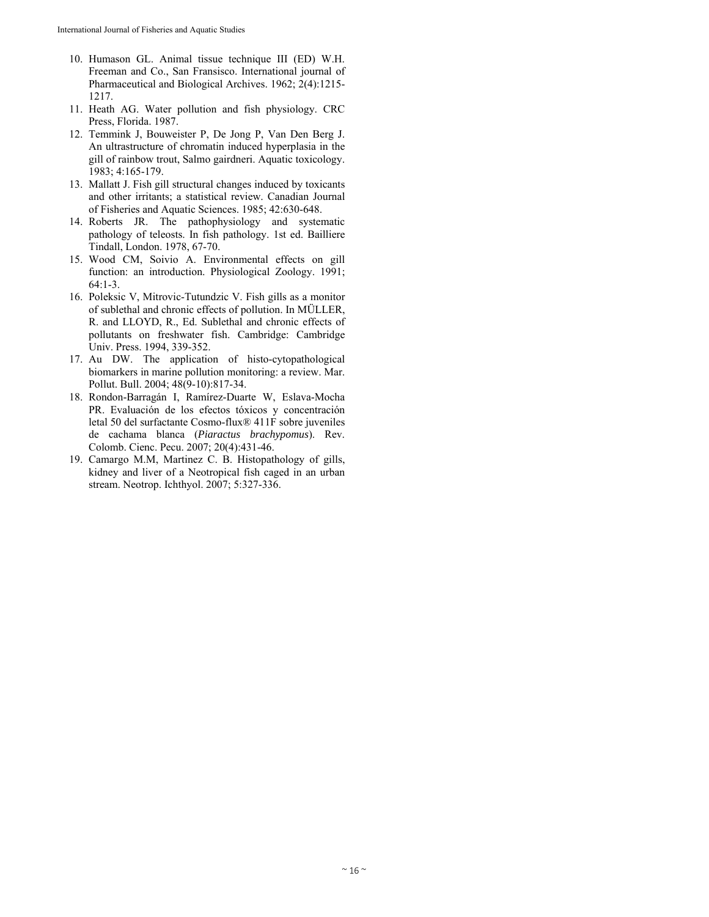10. Humason GL. Animal tissue technique III (ED) W.H. Freeman and Co., San Fransisco. International journal of Pharmaceutical and Biological Archives. 1962; 2(4):1215-1217.
11. Heath AG. Water pollution and fish physiology. CRC Press, Florida. 1987.
12. Temmink J, Bouweister P, De Jong P, Van Den Berg J. An ultrastructure of chromatin induced hyperplasia in the gill of rainbow trout, Salmo gairdneri. Aquatic toxicology. 1983; 4:165-179.
13. Mallatt J. Fish gill structural changes induced by toxicants and other irritants; a statistical review. Canadian Journal of Fisheries and Aquatic Sciences. 1985; 42:630-648.
14. Roberts JR. The pathophysiology and systematic pathology of teleosts. In fish pathology. 1st ed. Bailliere Tindall, London. 1978, 67-70.
15. Wood CM, Soivio A. Environmental effects on gill function: an introduction. Physiological Zoology. 1991; 64:1-3.
16. Poleksic V, Mitrovic-Tutundzic V. Fish gills as a monitor of sublethal and chronic effects of pollution. In MÜLLER, R. and LLOYD, R., Ed. Sublethal and chronic effects of pollutants on freshwater fish. Cambridge: Cambridge Univ. Press. 1994, 339-352.
17. Au DW. The application of histo-cytopathological biomarkers in marine pollution monitoring: a review. Mar. Pollut. Bull. 2004; 48(9-10):817-34.
18. Rondon-Barragán I, Ramírez-Duarte W, Eslava-Mocha PR. Evaluación de los efectos tóxicos y concentración letal 50 del surfactante Cosmo-flux® 411F sobre juveniles de cachama blanca (*Piaractus brachypomus*). Rev. Colomb. Cienc. Pecu. 2007; 20(4):431-46.
19. Camargo M.M, Martinez C. B. Histopathology of gills, kidney and liver of a Neotropical fish caged in an urban stream. Neotrop. Ichthyol. 2007; 5:327-336.